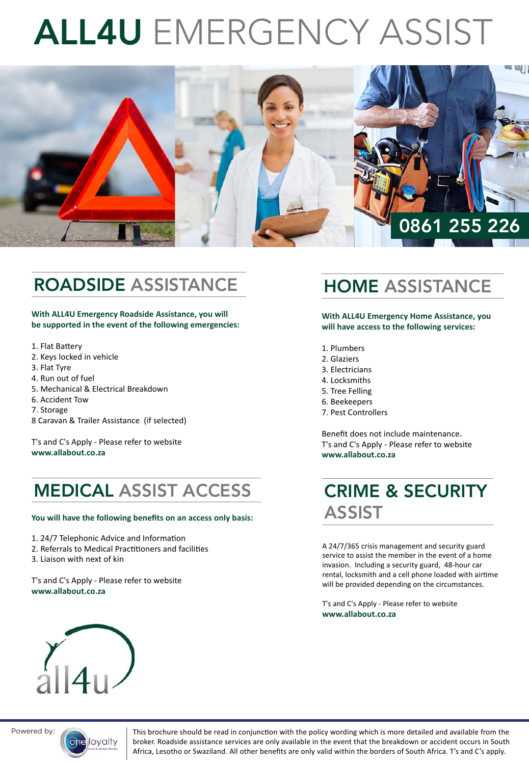# ALL4U EMERGENCY ASSIST

0861 255 226

## ROADSIDE ASSISTANCE

**With ALL4U Emergency Roadside Assistance, you will be supported in the event of the following emergencies:**

1. Flat Battery
2. Keys locked in vehicle
3. Flat Tyre
4. Run out of fuel
5. Mechanical & Electrical Breakdown
6. Accident Tow
7. Storage
8 Caravan & Trailer Assistance (if selected)

T's and C's Apply - Please refer to website
**www.allabout.co.za**

## MEDICAL ASSIST ACCESS

**You will have the following benefits on an access only basis:**

1. 24/7 Telephonic Advice and Information
2. Referrals to Medical Practitioners and facilities
3. Liaison with next of kin

T's and C's Apply - Please refer to website
**www.allabout.co.za**

## HOME ASSISTANCE

**With ALL4U Emergency Home Assistance, you will have access to the following services:**

1. Plumbers
2. Glaziers
3. Electricians
4. Locksmiths
5. Tree Felling
6. Beekeepers
7. Pest Controllers

Benefit does not include maintenance.
T's and C's Apply - Please refer to website
**www.allabout.co.za**

## CRIME & SECURITY ASSIST

A 24/7/365 crisis management and security guard service to assist the member in the event of a home invasion. Including a security guard, 48-hour car rental, locksmith and a cell phone loaded with airtime will be provided depending on the circumstances.

T's and C's Apply - Please refer to website
**www.allabout.co.za**

all4u

Powered by: oneloyalty

This brochure should be read in conjunction with the policy wording which is more detailed and available from the broker. Roadside assistance services are only available in the event that the breakdown or accident occurs in South Africa, Lesotho or Swaziland. All other benefits are only valid within the borders of South Africa. T's and C's apply.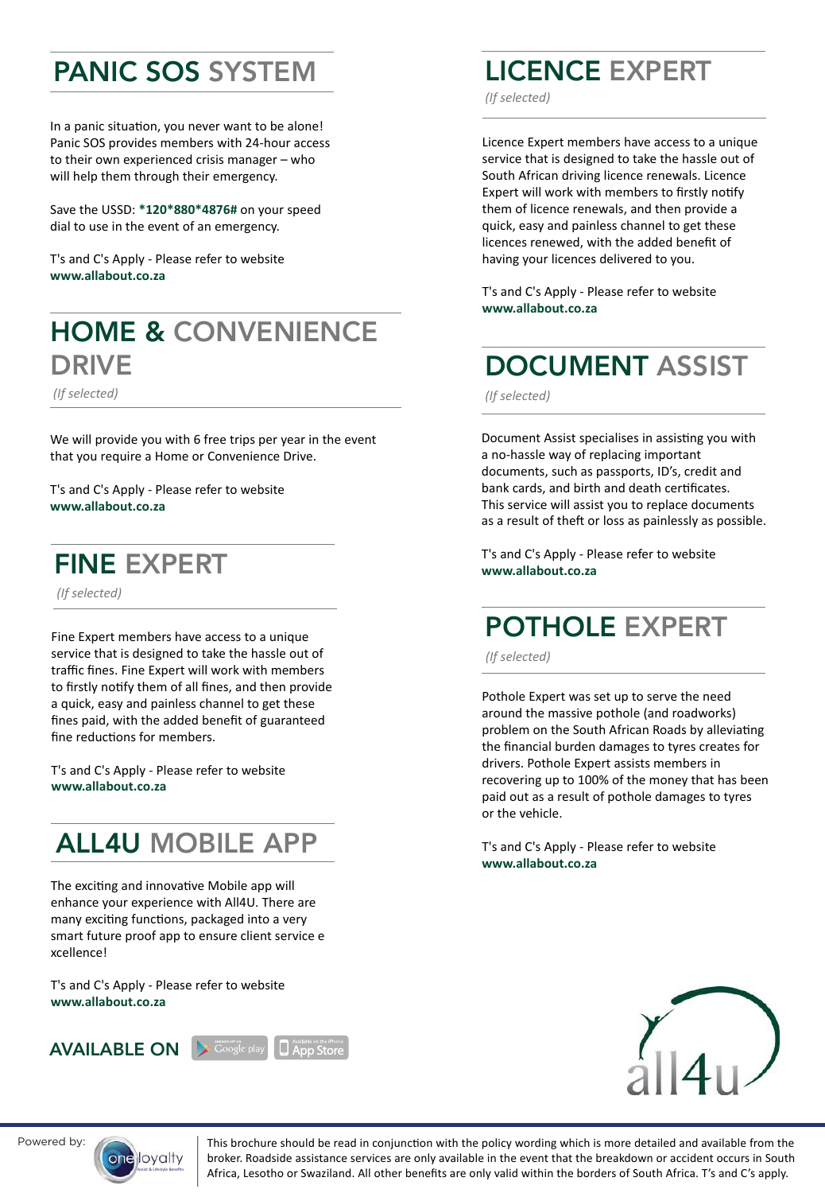## PANIC SOS SYSTEM

In a panic situation, you never want to be alone! Panic SOS provides members with 24-hour access to their own experienced crisis manager – who will help them through their emergency.

Save the USSD: **\*120\*880\*4876#** on your speed dial to use in the event of an emergency.

T's and C's Apply - Please refer to website **www.allabout.co.za**

## HOME & CONVENIENCE DRIVE

*(If selected)*

We will provide you with 6 free trips per year in the event that you require a Home or Convenience Drive.

T's and C's Apply - Please refer to website **www.allabout.co.za**

## FINE EXPERT

*(If selected)*

Fine Expert members have access to a unique service that is designed to take the hassle out of traffic fines. Fine Expert will work with members to firstly notify them of all fines, and then provide a quick, easy and painless channel to get these fines paid, with the added benefit of guaranteed fine reductions for members.

T's and C's Apply - Please refer to website **www.allabout.co.za**

## ALL4U MOBILE APP

The exciting and innovative Mobile app will enhance your experience with All4U. There are many exciting functions, packaged into a very smart future proof app to ensure client service e xcellence!

T's and C's Apply - Please refer to website **www.allabout.co.za**

**AVAILABLE ON** Google play App Store

## LICENCE EXPERT

*(If selected)*

Licence Expert members have access to a unique service that is designed to take the hassle out of South African driving licence renewals. Licence Expert will work with members to firstly notify them of licence renewals, and then provide a quick, easy and painless channel to get these licences renewed, with the added benefit of having your licences delivered to you.

T's and C's Apply - Please refer to website **www.allabout.co.za**

## DOCUMENT ASSIST

*(If selected)*

Document Assist specialises in assisting you with a no-hassle way of replacing important documents, such as passports, ID's, credit and bank cards, and birth and death certificates. This service will assist you to replace documents as a result of theft or loss as painlessly as possible.

T's and C's Apply - Please refer to website **www.allabout.co.za**

## POTHOLE EXPERT

*(If selected)*

Pothole Expert was set up to serve the need around the massive pothole (and roadworks) problem on the South African Roads by alleviating the financial burden damages to tyres creates for drivers. Pothole Expert assists members in recovering up to 100% of the money that has been paid out as a result of pothole damages to tyres or the vehicle.

T's and C's Apply - Please refer to website **www.allabout.co.za**

all4u

Powered by: one loyalty

This brochure should be read in conjunction with the policy wording which is more detailed and available from the broker. Roadside assistance services are only available in the event that the breakdown or accident occurs in South Africa, Lesotho or Swaziland. All other benefits are only valid within the borders of South Africa. T's and C's apply.